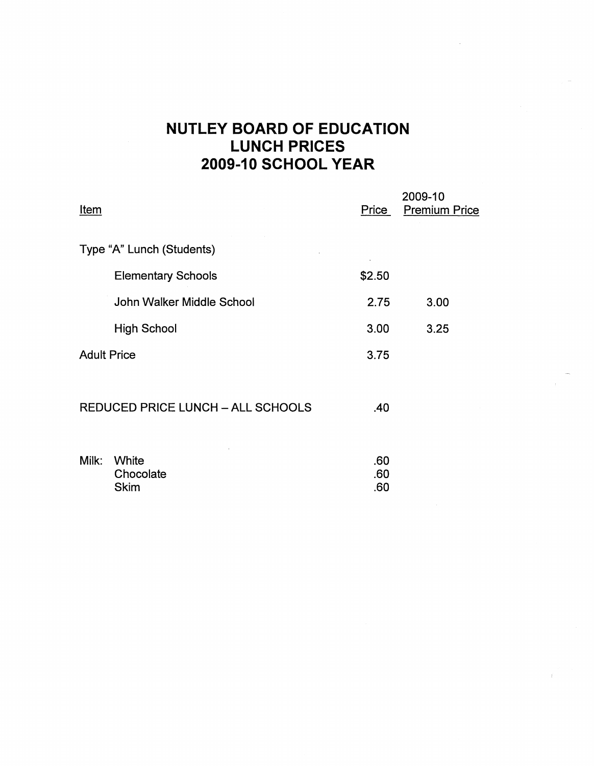# NUTLEY BOARD OF EDUCATION
# LUNCH PRICES
# 2009-10 SCHOOL YEAR

| Item | Price | 2009-10 Premium Price |
|---|---|---|
| Type "A" Lunch (Students) | | |
| Elementary Schools | $2.50 | |
| John Walker Middle School | 2.75 | 3.00 |
| High School | 3.00 | 3.25 |
| Adult Price | 3.75 | |
| REDUCED PRICE LUNCH – ALL SCHOOLS | .40 | |
| Milk: White | .60 | |
| Chocolate | .60 | |
| Skim | .60 | |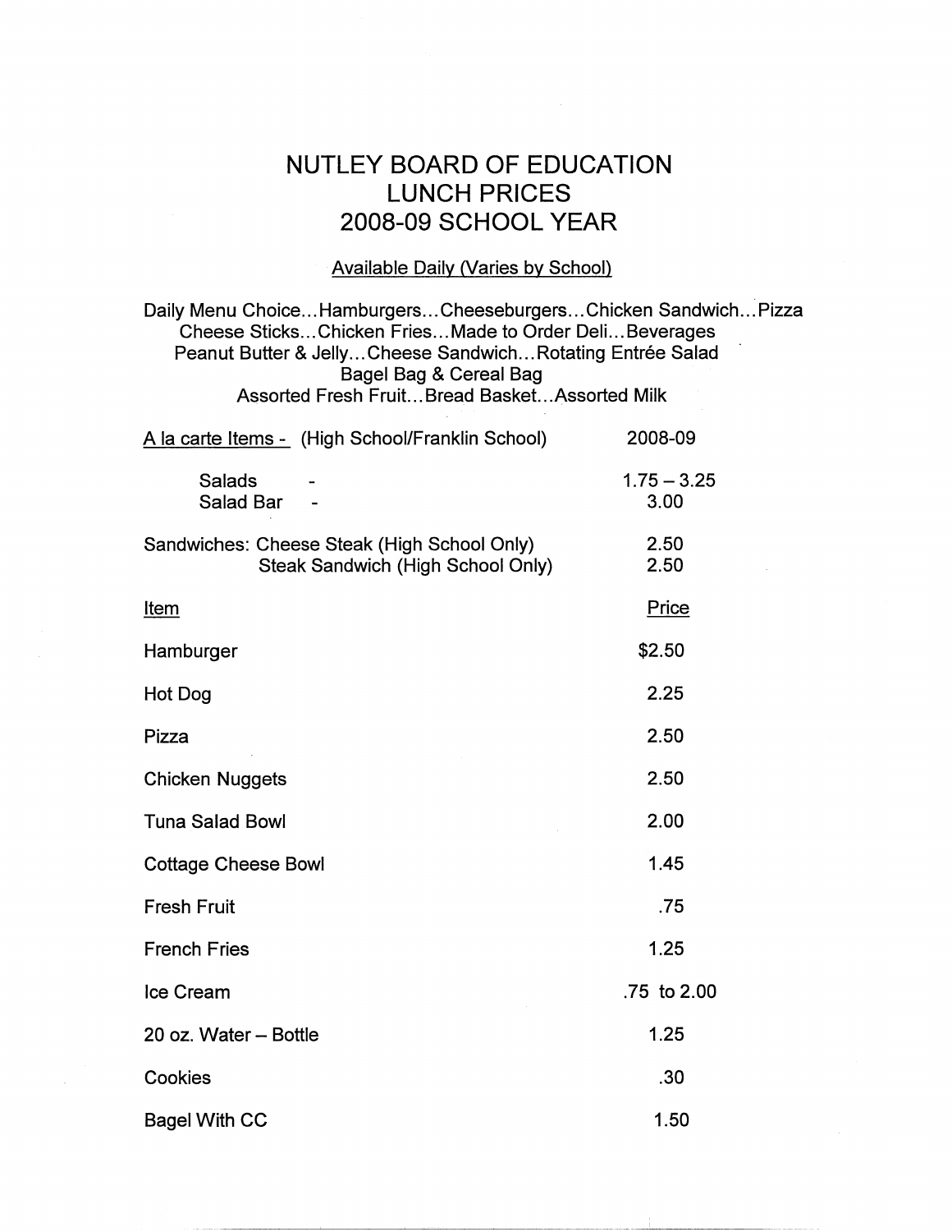# NUTLEY BOARD OF EDUCATION
# LUNCH PRICES
# 2008-09 SCHOOL YEAR

Available Daily (Varies by School)

Daily Menu Choice…Hamburgers…Cheeseburgers…Chicken Sandwich…Pizza
Cheese Sticks…Chicken Fries…Made to Order Deli…Beverages
Peanut Butter & Jelly…Cheese Sandwich…Rotating Entrée Salad
Bagel Bag & Cereal Bag
Assorted Fresh Fruit…Bread Basket…Assorted Milk

| A la carte Items - (High School/Franklin School) | 2008-09 |
|---|---|
| Salads - | 1.75 – 3.25 |
| Salad Bar - | 3.00 |
| Sandwiches: Cheese Steak (High School Only) | 2.50 |
| Steak Sandwich (High School Only) | 2.50 |

| Item | Price |
|---|---|
| Hamburger | $2.50 |
| Hot Dog | 2.25 |
| Pizza | 2.50 |
| Chicken Nuggets | 2.50 |
| Tuna Salad Bowl | 2.00 |
| Cottage Cheese Bowl | 1.45 |
| Fresh Fruit | .75 |
| French Fries | 1.25 |
| Ice Cream | .75 to 2.00 |
| 20 oz. Water – Bottle | 1.25 |
| Cookies | .30 |
| Bagel With CC | 1.50 |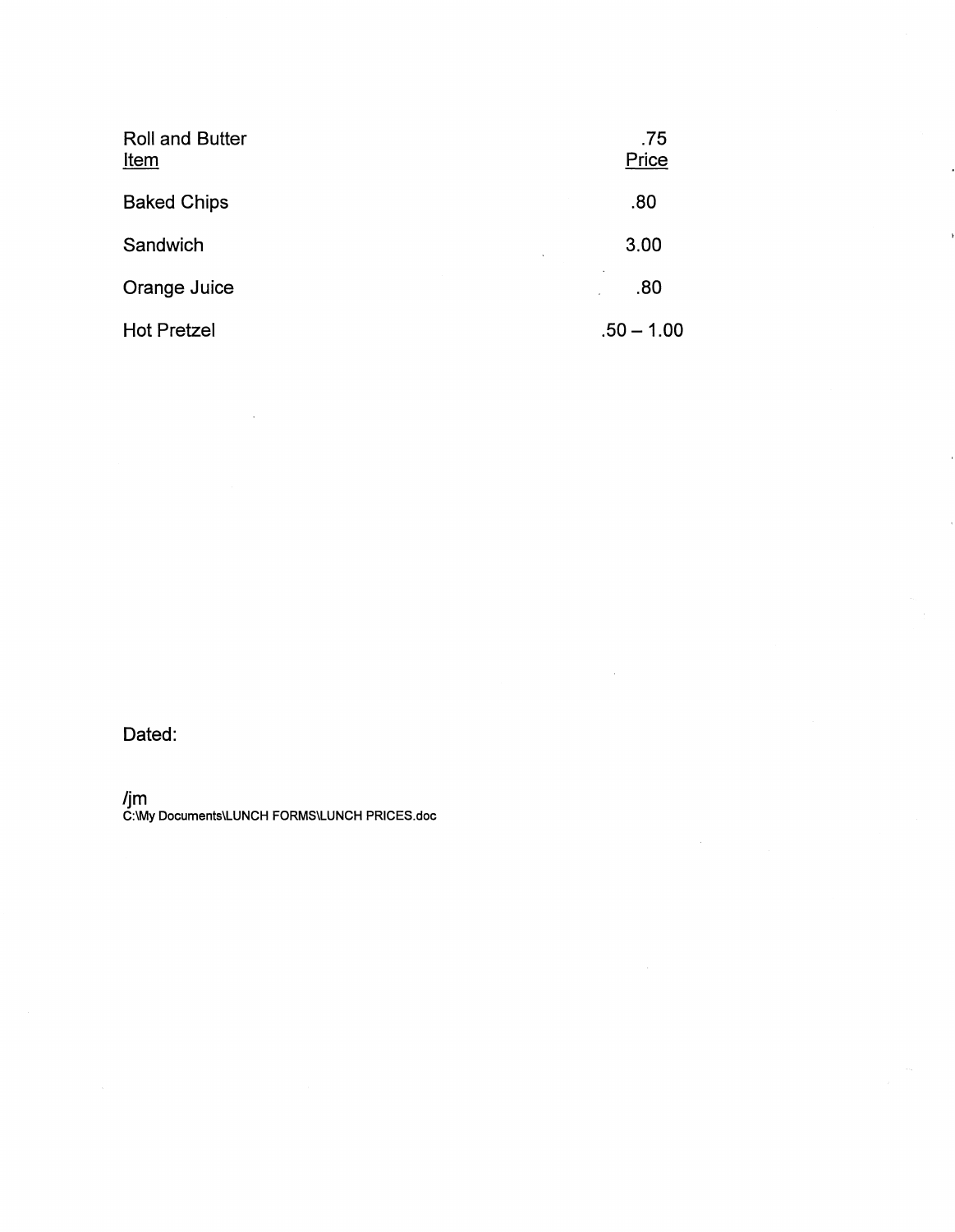| | |
|---|---|
| Roll and Butter | .75 |
| Item | Price |
| Baked Chips | .80 |
| Sandwich | 3.00 |
| Orange Juice | .80 |
| Hot Pretzel | .50 – 1.00 |

Dated:

/jm
C:\My Documents\LUNCH FORMS\LUNCH PRICES.doc